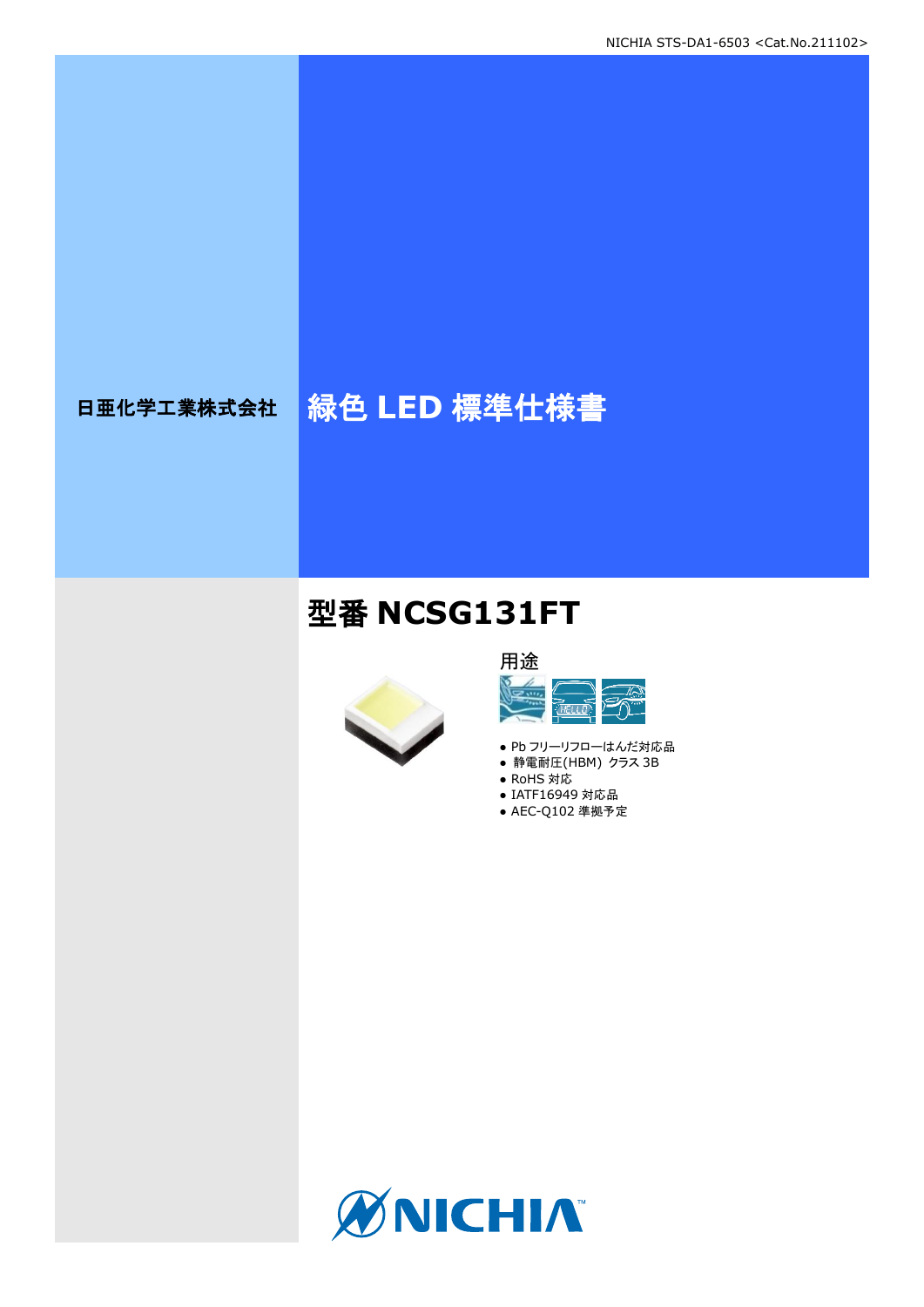NICHIA STS-DA1-6503 <Cat.No.211102>

日亜化学工業株式会社

# 緑色 LED 標準仕様書

## 型番 NCSG131FT

用途

- Pb フリーリフローはんだ対応品
- 静電耐圧(HBM) クラス 3B
- RoHS 対応
- IATF16949 対応品
- AEC-Q102 準拠予定

NICHIA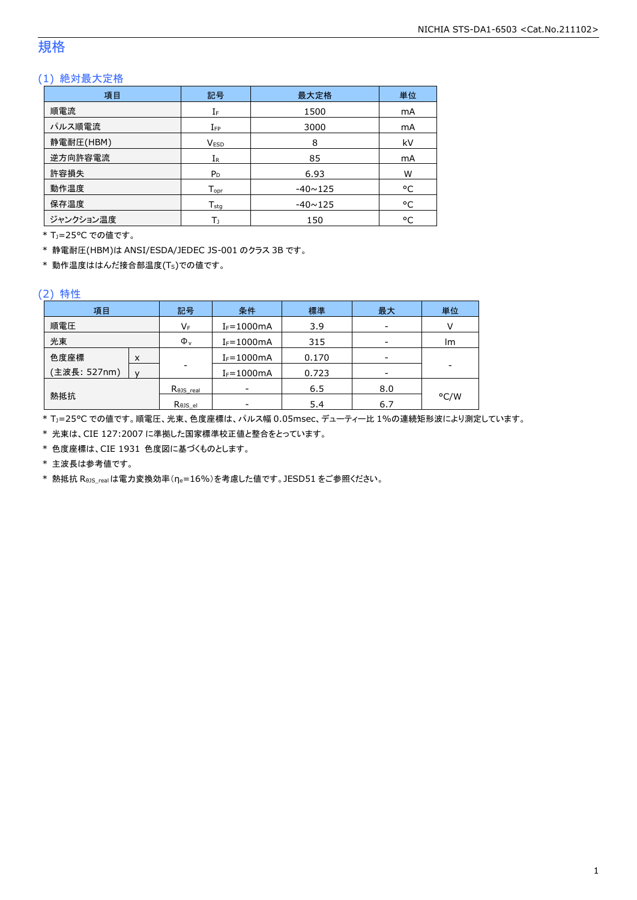## 規格

### (1) 絶対最大定格

| 項目 | 記号 | 最大定格 | 単位 |
|---|---|---|---|
| 順電流 | $I_F$ | 1500 | mA |
| パルス順電流 | $I_{FP}$ | 3000 | mA |
| 静電耐圧(HBM) | $V_{ESD}$ | 8 | kV |
| 逆方向許容電流 | $I_R$ | 85 | mA |
| 許容損失 | $P_D$ | 6.93 | W |
| 動作温度 | $T_{opr}$ | -40~125 | °C |
| 保存温度 | $T_{stg}$ | -40~125 | °C |
| ジャンクション温度 | $T_J$ | 150 | °C |

\* $T_J$=25°C での値です。

\* 静電耐圧(HBM)は ANSI/ESDA/JEDEC JS-001 のクラス 3B です。

\* 動作温度ははんだ接合部温度($T_S$)での値です。

### (2) 特性

| 項目 | | 記号 | 条件 | 標準 | 最大 | 単位 |
|---|---|---|---|---|---|---|
| 順電圧 | | $V_F$ | $I_F$=1000mA | 3.9 | - | V |
| 光束 | | $\Phi_v$ | $I_F$=1000mA | 315 | - | lm |
| 色度座標 | x | - | $I_F$=1000mA | 0.170 | - | - |
| (主波長: 527nm) | y | | $I_F$=1000mA | 0.723 | - | |
| 熱抵抗 | | $R_{\theta JS\_real}$ | - | 6.5 | 8.0 | °C/W |
| | | $R_{\theta JS\_el}$ | - | 5.4 | 6.7 | |

\* $T_J$=25°C での値です。順電圧、光束、色度座標は、パルス幅 0.05msec、デューティー比 1%の連続矩形波により測定しています。

\* 光束は、CIE 127:2007 に準拠した国家標準校正値と整合をとっています。

\* 色度座標は、CIE 1931 色度図に基づくものとします。

\* 主波長は参考値です。

\* 熱抵抗 $R_{\theta JS\_real}$ は電力変換効率($\eta_e$=16%)を考慮した値です。JESD51 をご参照ください。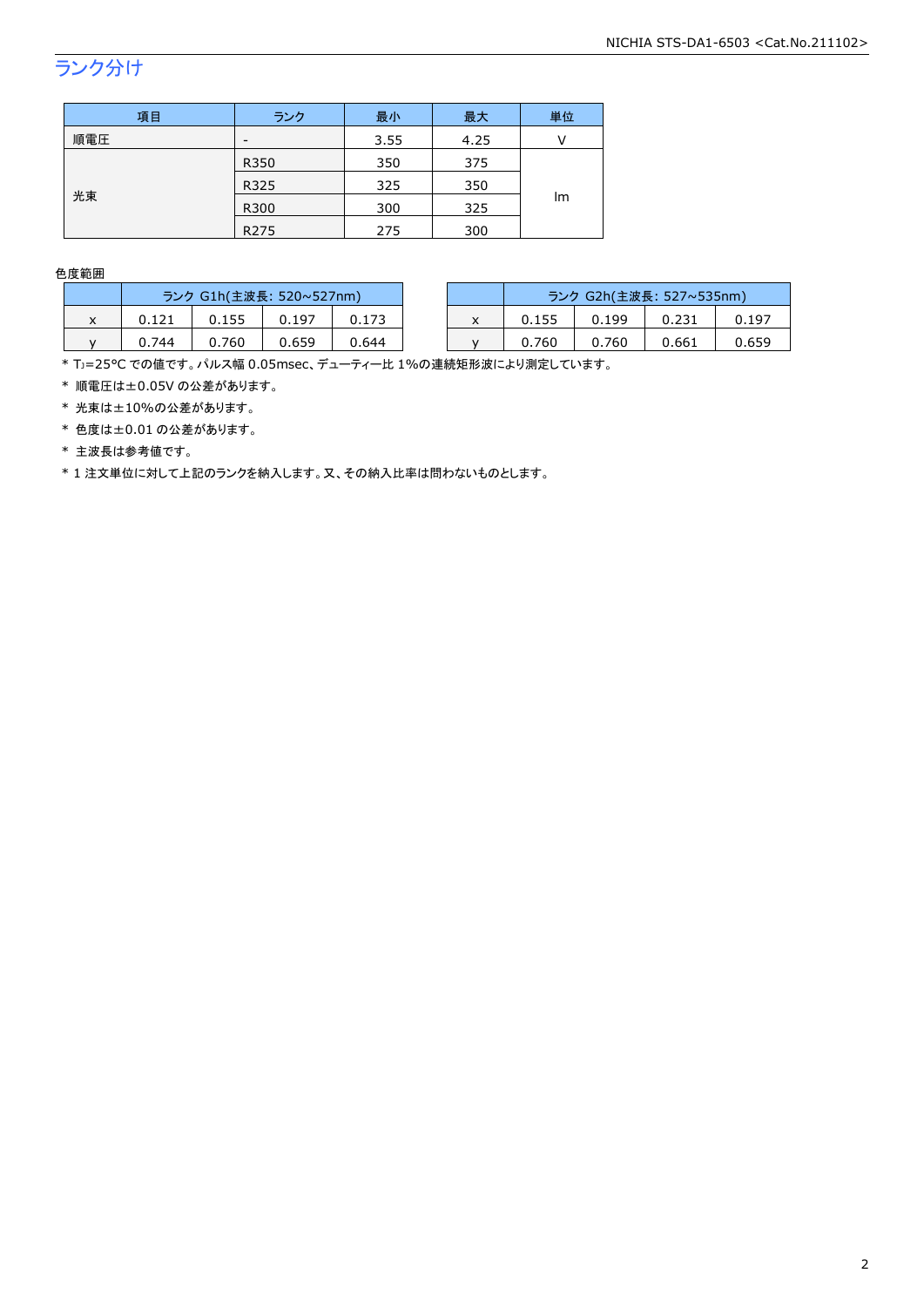## ランク分け

| 項目 | ランク | 最小 | 最大 | 単位 |
|---|---|---|---|---|
| 順電圧 | - | 3.55 | 4.25 | V |
| 光束 | R350 | 350 | 375 | lm |
| | R325 | 325 | 350 | |
| | R300 | 300 | 325 | |
| | R275 | 275 | 300 | |

色度範囲

| | ランク G1h(主波長: 520~527nm) | | | |
|---|---|---|---|---|
| x | 0.121 | 0.155 | 0.197 | 0.173 |
| y | 0.744 | 0.760 | 0.659 | 0.644 |

| | ランク G2h(主波長: 527~535nm) | | | |
|---|---|---|---|---|
| x | 0.155 | 0.199 | 0.231 | 0.197 |
| y | 0.760 | 0.760 | 0.661 | 0.659 |

* $T_J$=25°C での値です。パルス幅 0.05msec、デューティー比 1%の連続矩形波により測定しています。
* 順電圧は±0.05V の公差があります。
* 光束は±10%の公差があります。
* 色度は±0.01 の公差があります。
* 主波長は参考値です。
* 1 注文単位に対して上記のランクを納入します。又、その納入比率は問わないものとします。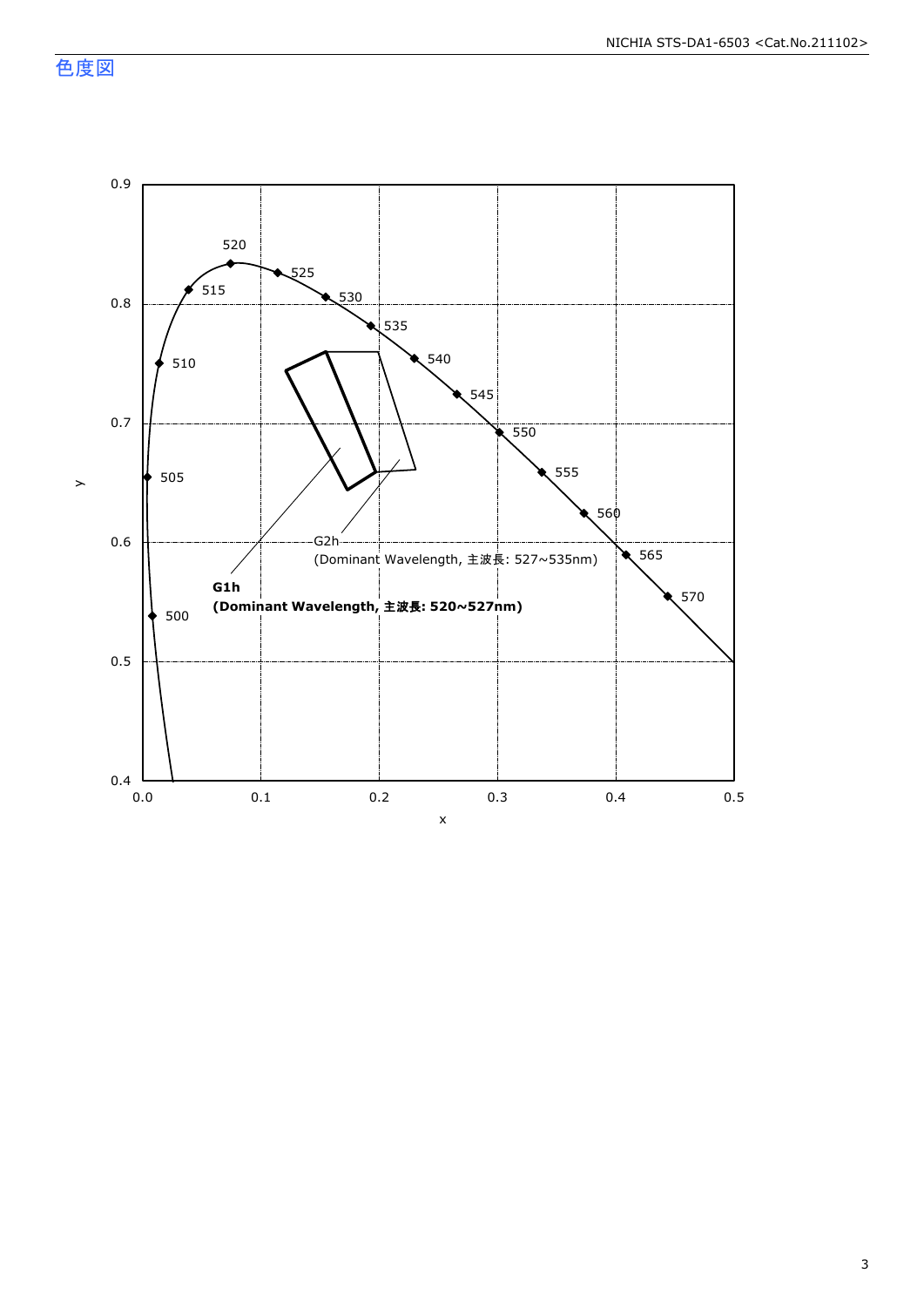## 色度図

0.9
0.8
0.7
0.6
0.5
0.4
y

0.0
0.1
0.2
0.3
0.4
0.5
x

520
525
530
535
540
545
550
555
560
565
570
515
510
505
500

G2h
(Dominant Wavelength, 主波長: 527~535nm)

**G1h**
**(Dominant Wavelength, 主波長: 520~527nm)**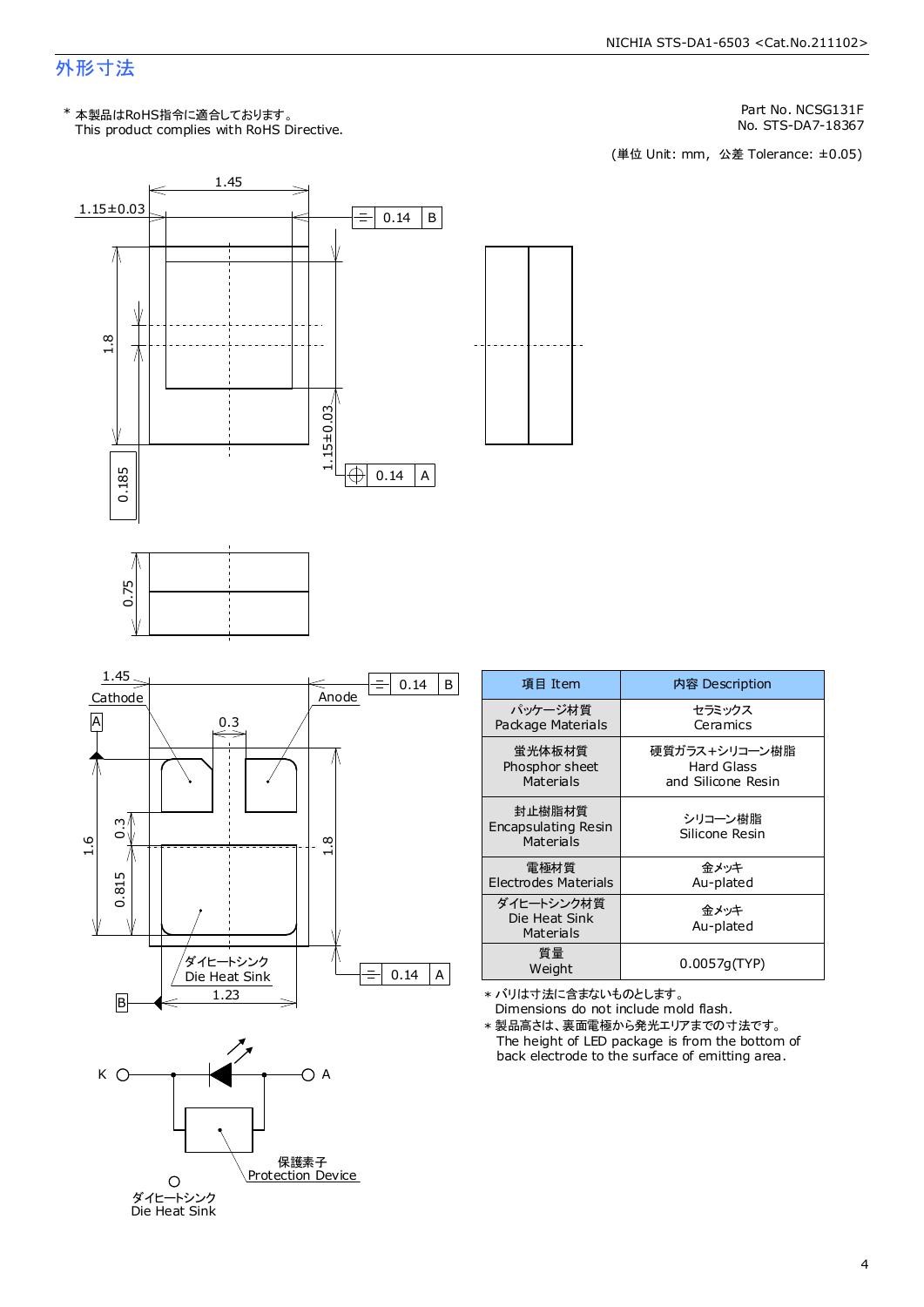## 外形寸法

* 本製品はRoHS指令に適合しております。
This product complies with RoHS Directive.

Part No. NCSG131F
No. STS-DA7-18367

(単位 Unit: mm，公差 Tolerance: ±0.05)

1.45
1.15±0.03
0.14 B
1.8
1.15±0.03
0.14 A
0.185
0.75

1.45
Cathode
Anode
0.14 B
A
0.3
1.6
0.3
0.815
1.8
ダイヒートシンク
Die Heat Sink
0.14 A
B
1.23

K
A
保護素子
Protection Device
ダイヒートシンク
Die Heat Sink

| 項目 Item | 内容 Description |
|---|---|
| パッケージ材質<br>Package Materials | セラミックス<br>Ceramics |
| 蛍光体板材質<br>Phosphor sheet Materials | 硬質ガラス+シリコーン樹脂<br>Hard Glass and Silicone Resin |
| 封止樹脂材質<br>Encapsulating Resin Materials | シリコーン樹脂<br>Silicone Resin |
| 電極材質<br>Electrodes Materials | 金メッキ<br>Au-plated |
| ダイヒートシンク材質<br>Die Heat Sink Materials | 金メッキ<br>Au-plated |
| 質量<br>Weight | 0.0057g(TYP) |

* バリは寸法に含まないものとします。
Dimensions do not include mold flash.
* 製品高さは、裏面電極から発光エリアまでの寸法です。
The height of LED package is from the bottom of back electrode to the surface of emitting area.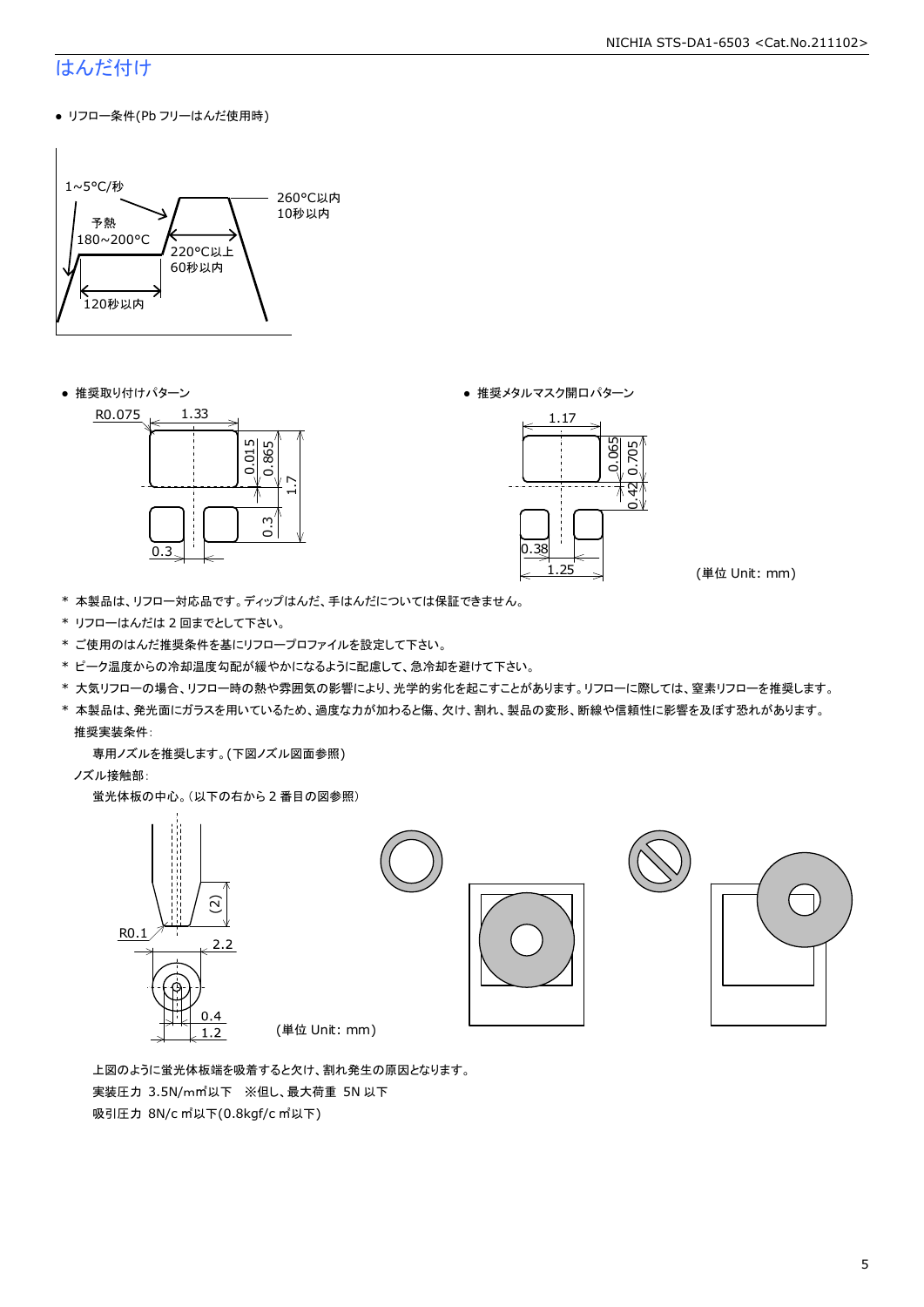## はんだ付け

- リフロー条件(Pb フリーはんだ使用時)

1～5°C/秒
予熱
180～200°C
120秒以内
220°C以上
60秒以内
260°C以内
10秒以内

- 推奨取り付けパターン

R0.075
1.33
0.015
0.865
1.7
0.3
0.3

- 推奨メタルマスク開口パターン

1.17
0.065
0.705
0.42
0.38
1.25

(単位 Unit: mm)

* 本製品は、リフロー対応品です。ディップはんだ、手はんだについては保証できません。
* リフローはんだは 2 回までとして下さい。
* ご使用のはんだ推奨条件を基にリフロープロファイルを設定して下さい。
* ピーク温度からの冷却温度勾配が緩やかになるように配慮して、急冷却を避けて下さい。
* 大気リフローの場合、リフロー時の熱や雰囲気の影響により、光学的劣化を起こすことがあります。リフローに際しては、窒素リフローを推奨します。
* 本製品は、発光面にガラスを用いているため、過度な力が加わると傷、欠け、割れ、製品の変形、断線や信頼性に影響を及ぼす恐れがあります。

推奨実装条件:

専用ノズルを推奨します。(下図ノズル図面参照)

ノズル接触部:

蛍光体板の中心。(以下の右から 2 番目の図参照)

(2)
R0.1
2.2
0.4
1.2

(単位 Unit: mm)

上図のように蛍光体板端を吸着すると欠け、割れ発生の原因となります。

実装圧力 3.5N/mm²以下 ※但し、最大荷重 5N 以下

吸引圧力 8N/cm²以下(0.8kgf/cm²以下)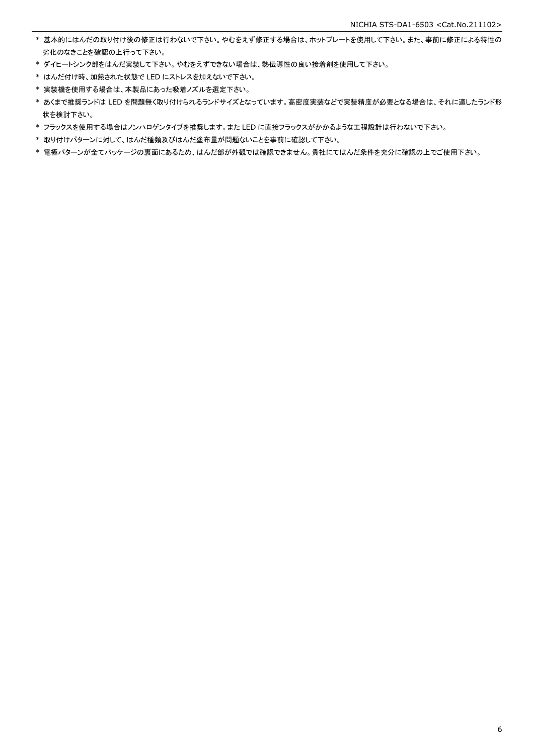* 基本的にはんだの取り付け後の修正は行わないで下さい。やむをえず修正する場合は、ホットプレートを使用して下さい。また、事前に修正による特性の劣化のなきことを確認の上行って下さい。
* ダイヒートシンク部をはんだ実装して下さい。やむをえずできない場合は、熱伝導性の良い接着剤を使用して下さい。
* はんだ付け時、加熱された状態で LED にストレスを加えないで下さい。
* 実装機を使用する場合は、本製品にあった吸着ノズルを選定下さい。
* あくまで推奨ランドは LED を問題無く取り付けられるランドサイズとなっています。高密度実装などで実装精度が必要となる場合は、それに適したランド形状を検討下さい。
* フラックスを使用する場合はノンハロゲンタイプを推奨します。また LED に直接フラックスがかかるような工程設計は行わないで下さい。
* 取り付けパターンに対して、はんだ種類及びはんだ塗布量が問題ないことを事前に確認して下さい。
* 電極パターンが全てパッケージの裏面にあるため、はんだ部が外観では確認できません。貴社にてはんだ条件を充分に確認の上でご使用下さい。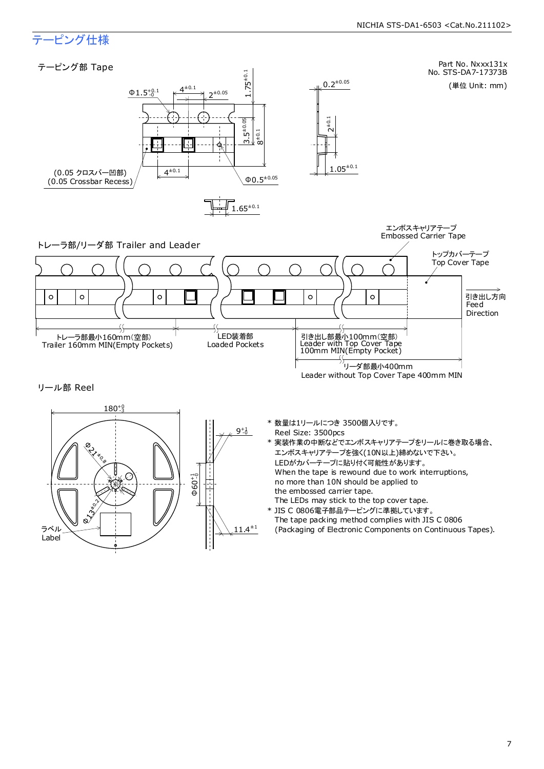## テーピング仕様

Part No. Nxxx131x
No. STS-DA7-17373B

(単位 Unit: mm)

### テーピング部 Tape

Φ1.5$^{+0.1}_{-0}$

4$^{\pm0.1}$

2$^{\pm0.05}$

1.75$^{\pm0.1}$

3.5$^{\pm0.05}$

8$^{\pm0.1}$

0.2$^{\pm0.05}$

2$^{\pm0.1}$

1.05$^{\pm0.1}$

4$^{\pm0.1}$

(0.05 クロスバー凹部)
(0.05 Crossbar Recess)

Φ0.5$^{\pm0.05}$

1.65$^{\pm0.1}$

### トレーラ部/リーダ部 Trailer and Leader

エンボスキャリアテープ
Embossed Carrier Tape

トップカバーテープ
Top Cover Tape

引き出し方向
Feed
Direction

トレーラ部最小160mm(空部)
Trailer 160mm MIN(Empty Pockets)

LED装着部
Loaded Pockets

引き出し部最小100mm(空部)
Leader with Top Cover Tape
100mm MIN(Empty Pocket)

リーダ部最小400mm
Leader without Top Cover Tape 400mm MIN

### リール部 Reel

180$^{+0}_{-3}$

Φ21$^{\pm0.8}$

Φ13$^{\pm0.2}$

Φ60$^{+1}_{-0}$

9$^{+1}_{-0}$

11.4$^{\pm1}$

ラベル
Label

\* 数量は1リールにつき 3500個入りです。
Reel Size: 3500pcs

\* 実装作業の中断などでエンボスキャリアテープをリールに巻き取る場合、
エンボスキャリアテープを強く(10N以上)締めないで下さい。
LEDがカバーテープに貼り付く可能性があります。
When the tape is rewound due to work interruptions,
no more than 10N should be applied to
the embossed carrier tape.
The LEDs may stick to the top cover tape.

\* JIS C 0806電子部品テーピングに準拠しています。
The tape packing method complies with JIS C 0806
(Packaging of Electronic Components on Continuous Tapes).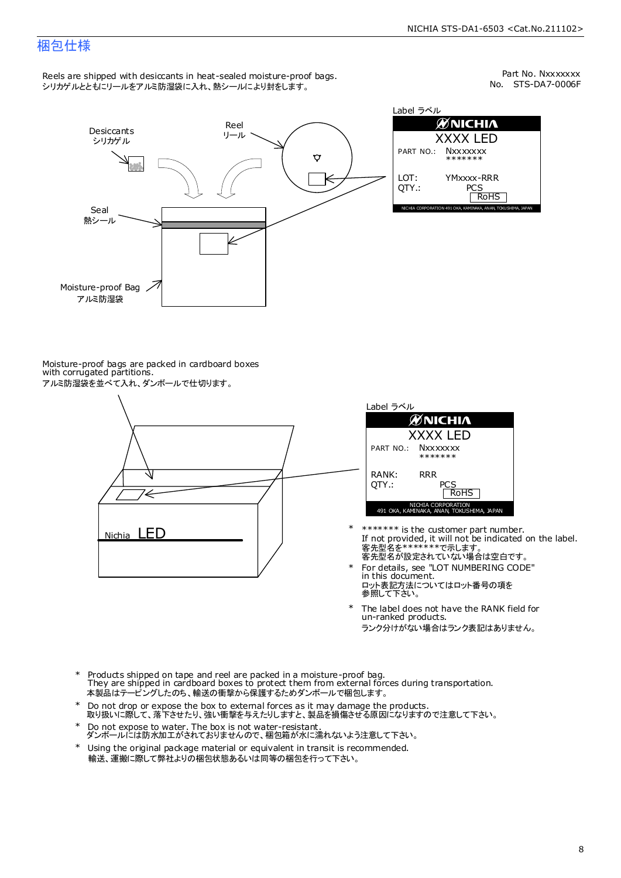# 梱包仕様

Part No. Nxxxxxxx
No. STS-DA7-0006F

Reels are shipped with desiccants in heat-sealed moisture-proof bags.
シリカゲルとともにリールをアルミ防湿袋に入れ、熱シールにより封をします。

Desiccants
シリカゲル

Reel
リール

Seal
熱シール

Moisture-proof Bag
アルミ防湿袋

Label ラベル

NICHIA
XXXX LED
PART NO.: Nxxxxxxx
*******
LOT: YMxxxx-RRR
QTY.: PCS
RoHS
NICHIA CORPORATION 491 OKA, KAMINAKA, ANAN, TOKUSHIMA, JAPAN

Moisture-proof bags are packed in cardboard boxes with corrugated partitions.
アルミ防湿袋を並べて入れ、ダンボールで仕切ります。

Nichia LED

Label ラベル

NICHIA
XXXX LED
PART NO.: Nxxxxxxx
*******
RANK: RRR
QTY.: PCS
RoHS
NICHIA CORPORATION
491 OKA, KAMINAKA, ANAN, TOKUSHIMA, JAPAN

- ******* is the customer part number.
  If not provided, it will not be indicated on the label.
  客先型名を*******で示します。
  客先型名が設定されていない場合は空白です。
- For details, see "LOT NUMBERING CODE" in this document.
  ロット表記方法についてはロット番号の項を参照して下さい。
- The label does not have the RANK field for un-ranked products.
  ランク分けがない場合はランク表記はありません。

- Products shipped on tape and reel are packed in a moisture-proof bag.
  They are shipped in cardboard boxes to protect them from external forces during transportation.
  本製品はテーピングしたのち、輸送の衝撃から保護するためダンボールで梱包します。
- Do not drop or expose the box to external forces as it may damage the products.
  取り扱いに際して、落下させたり、強い衝撃を与えたりしますと、製品を損傷させる原因になりますので注意して下さい。
- Do not expose to water. The box is not water-resistant.
  ダンボールには防水加工がされておりませんので、梱包箱が水に濡れないよう注意して下さい。
- Using the original package material or equivalent in transit is recommended.
  輸送、運搬に際して弊社よりの梱包状態あるいは同等の梱包を行って下さい。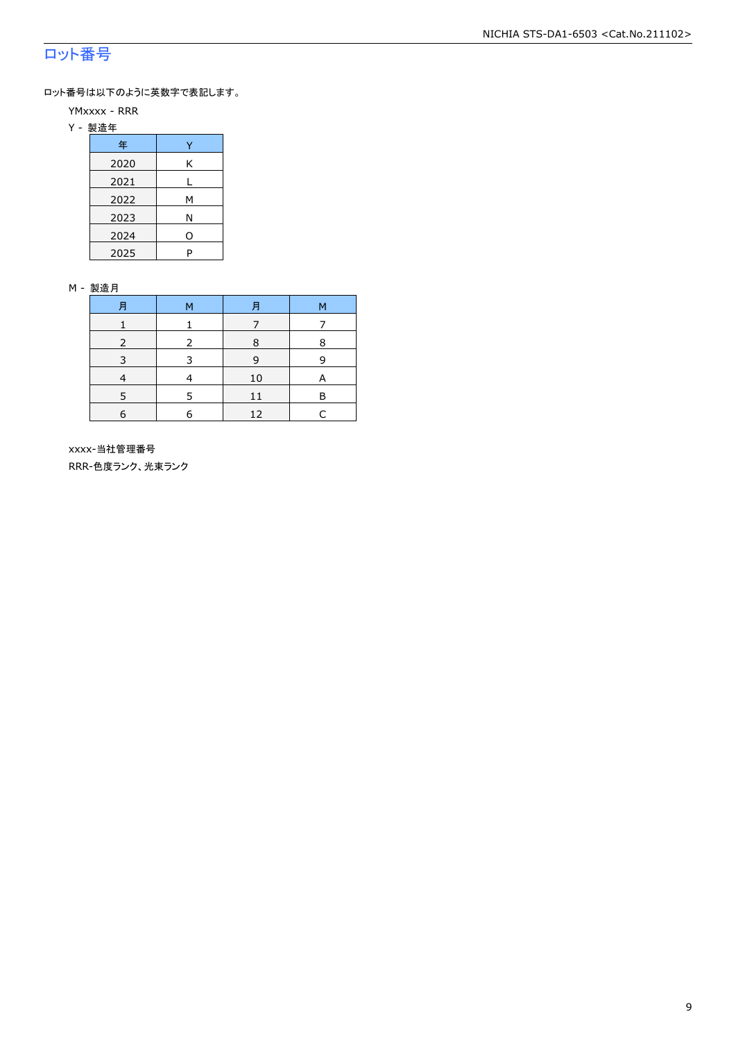## ロット番号

ロット番号は以下のように英数字で表記します。

YMxxxx - RRR

Y - 製造年

| 年 | Y |
|---|---|
| 2020 | K |
| 2021 | L |
| 2022 | M |
| 2023 | N |
| 2024 | O |
| 2025 | P |

M - 製造月

| 月 | M | 月 | M |
|---|---|---|---|
| 1 | 1 | 7 | 7 |
| 2 | 2 | 8 | 8 |
| 3 | 3 | 9 | 9 |
| 4 | 4 | 10 | A |
| 5 | 5 | 11 | B |
| 6 | 6 | 12 | C |

xxxx-当社管理番号

RRR-色度ランク、光束ランク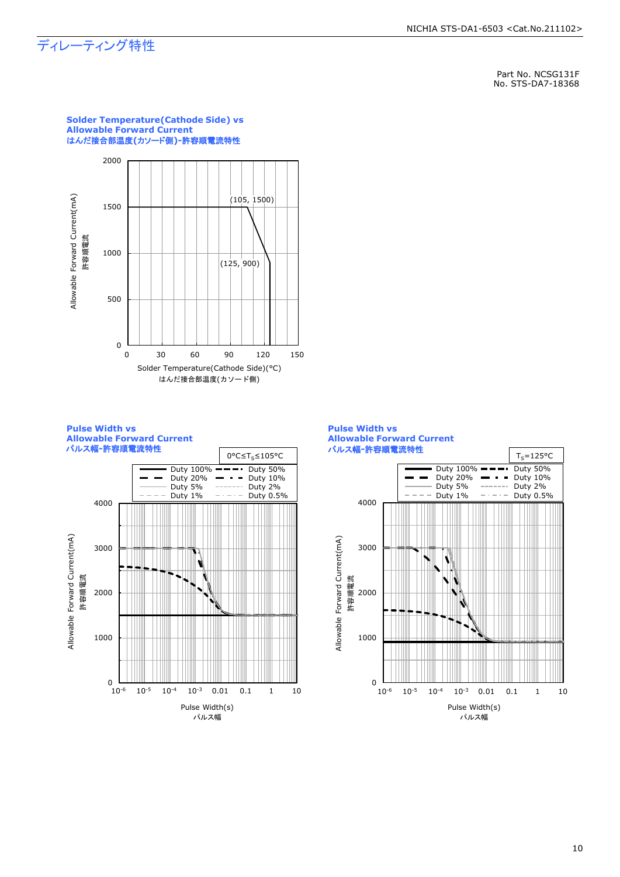# ディレーティング特性

Part No. NCSG131F
No. STS-DA7-18368

### Solder Temperature(Cathode Side) vs Allowable Forward Current
### はんだ接合部温度(カソード側)-許容順電流特性

Allowable Forward Current(mA)
許容順電流

2000
1500
1000
500
0

(105, 1500)
(125, 900)

0
30
60
90
120
150

Solder Temperature(Cathode Side)(°C)
はんだ接合部温度(カソード側)

### Pulse Width vs Allowable Forward Current
### パルス幅-許容順電流特性

0°C≤$T_S$≤105°C

Duty 100%
Duty 50%
Duty 20%
Duty 10%
Duty 5%
Duty 2%
Duty 1%
Duty 0.5%

Allowable Forward Current(mA)
許容順電流

4000
3000
2000
1000
0

$10^{-6}$
$10^{-5}$
$10^{-4}$
$10^{-3}$
0.01
0.1
1
10

Pulse Width(s)
パルス幅

### Pulse Width vs Allowable Forward Current
### パルス幅-許容順電流特性

$T_S$=125°C

Duty 100%
Duty 50%
Duty 20%
Duty 10%
Duty 5%
Duty 2%
Duty 1%
Duty 0.5%

Allowable Forward Current(mA)
許容順電流

4000
3000
2000
1000
0

$10^{-6}$
$10^{-5}$
$10^{-4}$
$10^{-3}$
0.01
0.1
1
10

Pulse Width(s)
パルス幅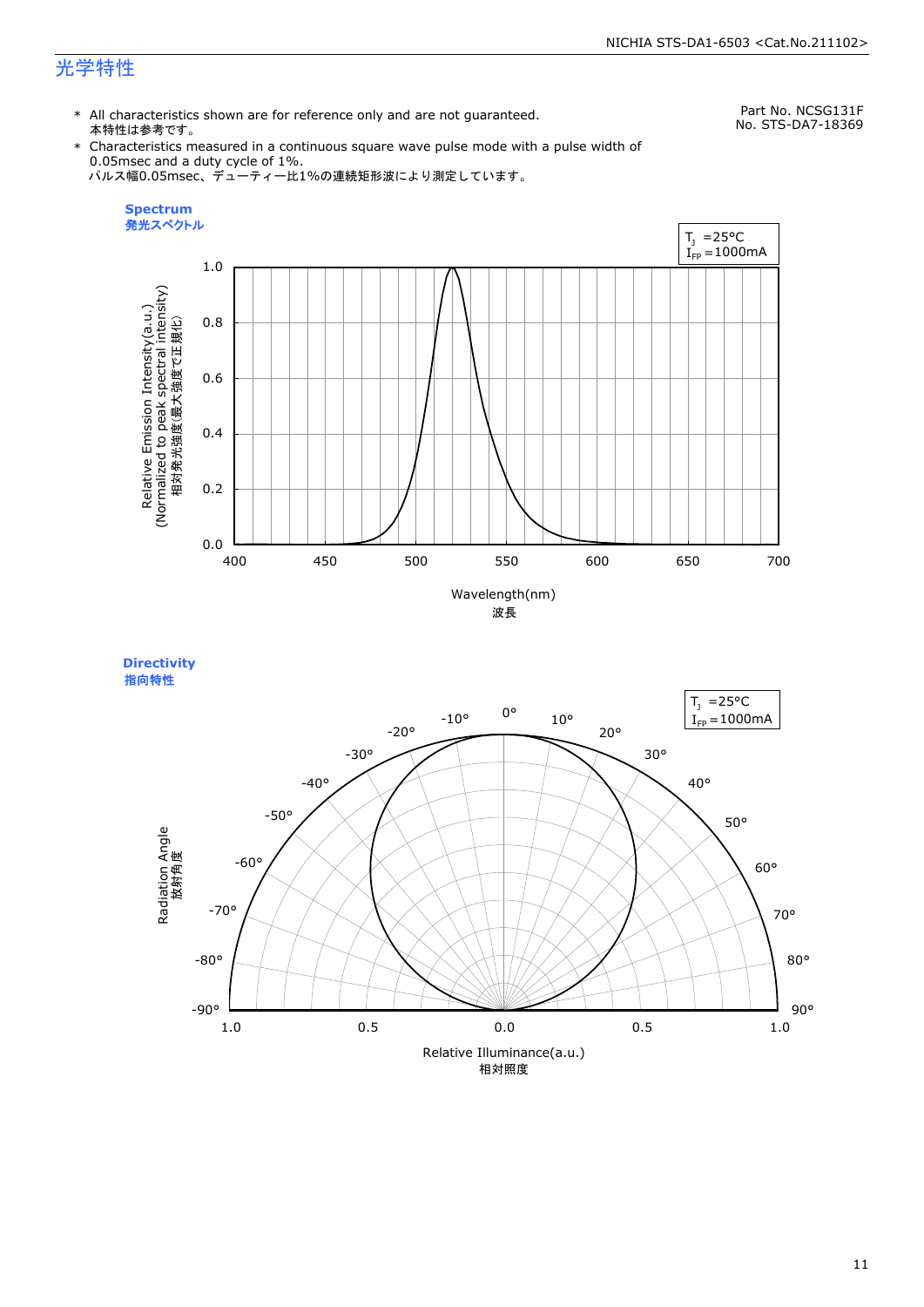# 光学特性

\* All characteristics shown are for reference only and are not guaranteed.
本特性は参考です。

\* Characteristics measured in a continuous square wave pulse mode with a pulse width of 0.05msec and a duty cycle of 1%.
パルス幅0.05msec、デューティー比1%の連続矩形波により測定しています。

Part No. NCSG131F
No. STS-DA7-18369

**Spectrum**
**発光スペクトル**

$T_J$ =25°C
$I_{FP}$ =1000mA

Relative Emission Intensity(a.u.)
(Normalized to peak spectral intensity)
相対発光強度(最大強度で正規化)

1.0
0.8
0.6
0.4
0.2
0.0

400 450 500 550 600 650 700

Wavelength(nm)
波長

**Directivity**
**指向特性**

$T_J$ =25°C
$I_{FP}$ =1000mA

Radiation Angle
放射角度

0° 10° 20° 30° 40° 50° 60° 70° 80° 90°
-10° -20° -30° -40° -50° -60° -70° -80° -90°

1.0 0.5 0.0 0.5 1.0

Relative Illuminance(a.u.)
相対照度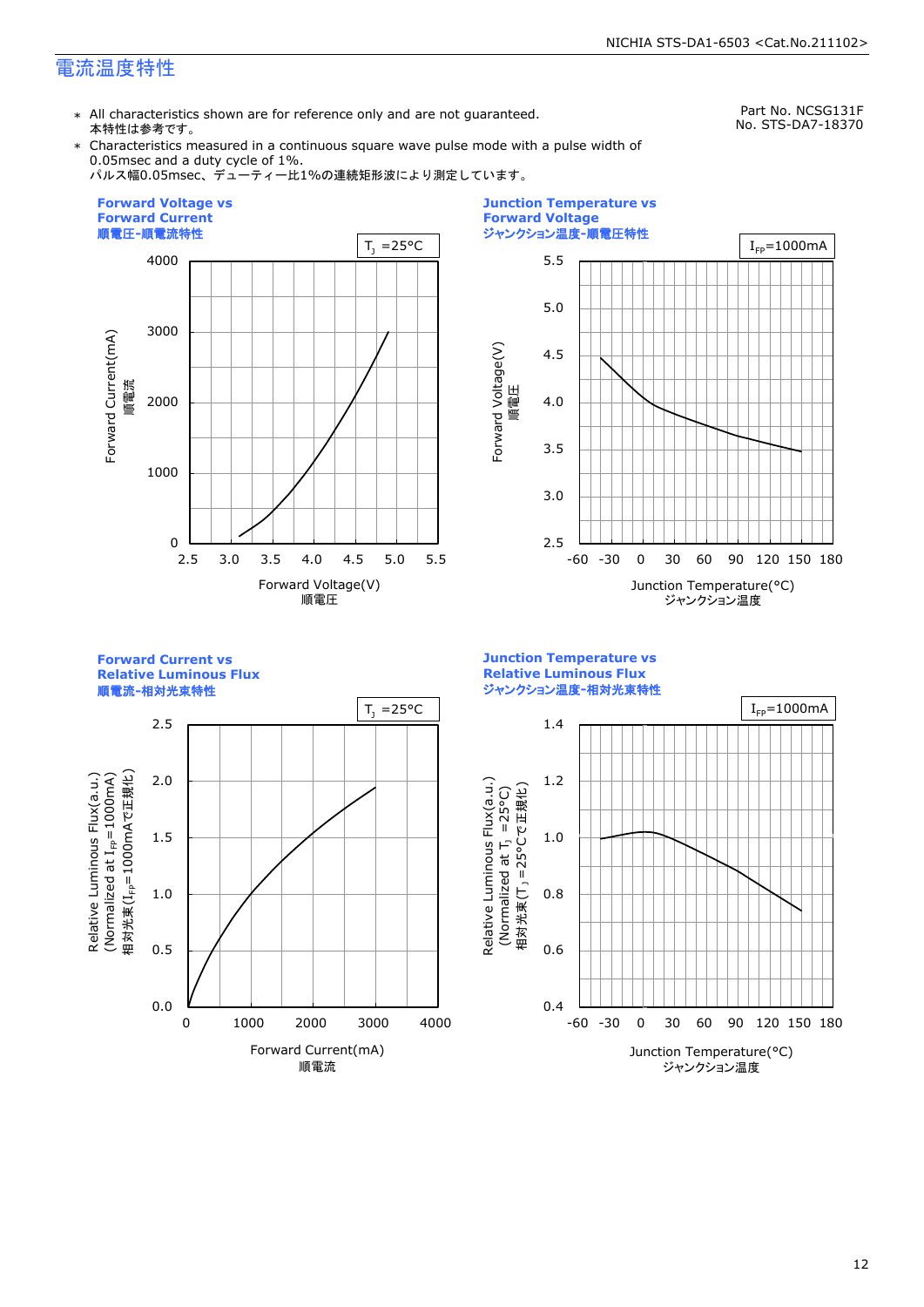# 電流温度特性

Part No. NCSG131F
No. STS-DA7-18370

- ＊ All characteristics shown are for reference only and are not guaranteed.
  本特性は参考です。
- ＊ Characteristics measured in a continuous square wave pulse mode with a pulse width of 0.05msec and a duty cycle of 1%.
  パルス幅0.05msec、デューティー比1%の連続矩形波により測定しています。

**Forward Voltage vs Forward Current**
**順電圧-順電流特性**

$T_J$ =25°C

Forward Current(mA)
順電流

4000
3000
2000
1000
0

2.5 3.0 3.5 4.0 4.5 5.0 5.5

Forward Voltage(V)
順電圧

**Junction Temperature vs Forward Voltage**
**ジャンクション温度-順電圧特性**

$I_{FP}$=1000mA

Forward Voltage(V)
順電圧

5.5
5.0
4.5
4.0
3.5
3.0
2.5

-60 -30 0 30 60 90 120 150 180

Junction Temperature(°C)
ジャンクション温度

**Forward Current vs Relative Luminous Flux**
**順電流-相対光束特性**

$T_J$ =25°C

Relative Luminous Flux(a.u.)
(Normalized at $I_{FP}$=1000mA)
相対光束($I_{FP}$=1000mAで正規化)

2.5
2.0
1.5
1.0
0.5
0.0

0 1000 2000 3000 4000

Forward Current(mA)
順電流

**Junction Temperature vs Relative Luminous Flux**
**ジャンクション温度-相対光束特性**

$I_{FP}$=1000mA

Relative Luminous Flux(a.u.)
(Normalized at $T_J$ =25°C)
相対光束($T_J$=25°Cで正規化)

1.4
1.2
1.0
0.8
0.6
0.4

-60 -30 0 30 60 90 120 150 180

Junction Temperature(°C)
ジャンクション温度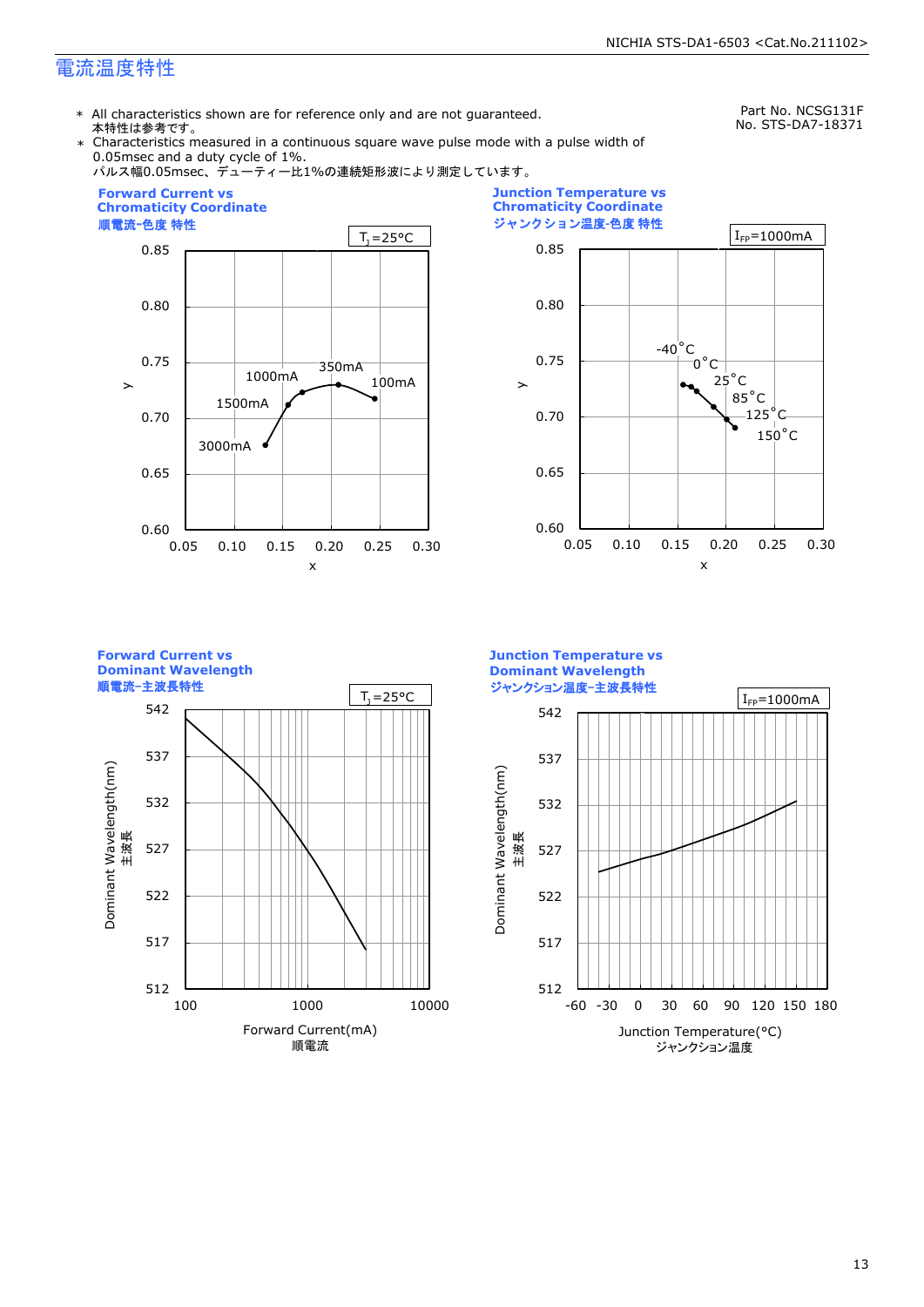## 電流温度特性

Part No. NCSG131F
No. STS-DA7-18371

\* All characteristics shown are for reference only and are not guaranteed.
本特性は参考です。

\* Characteristics measured in a continuous square wave pulse mode with a pulse width of 0.05msec and a duty cycle of 1%.
パルス幅0.05msec、デューティー比1%の連続矩形波により測定しています。

**Forward Current vs Chromaticity Coordinate**
**順電流-色度 特性**

$T_J$=25°C
0.85
0.80
0.75
0.70
0.65
0.60
y
0.05 0.10 0.15 0.20 0.25 0.30
x
3000mA
1500mA
1000mA
350mA
100mA

**Junction Temperature vs Chromaticity Coordinate**
**ジャンクション温度-色度 特性**

$I_{FP}$=1000mA
0.85
0.80
0.75
0.70
0.65
0.60
y
0.05 0.10 0.15 0.20 0.25 0.30
x
-40°C
0°C
25°C
85°C
125°C
150°C

**Forward Current vs Dominant Wavelength**
**順電流-主波長特性**

$T_J$=25°C
542
537
532
527
522
517
512
Dominant Wavelength(nm)
主波長
100 1000 10000
Forward Current(mA)
順電流

**Junction Temperature vs Dominant Wavelength**
**ジャンクション温度-主波長特性**

$I_{FP}$=1000mA
542
537
532
527
522
517
512
Dominant Wavelength(nm)
主波長
-60 -30 0 30 60 90 120 150 180
Junction Temperature(°C)
ジャンクション温度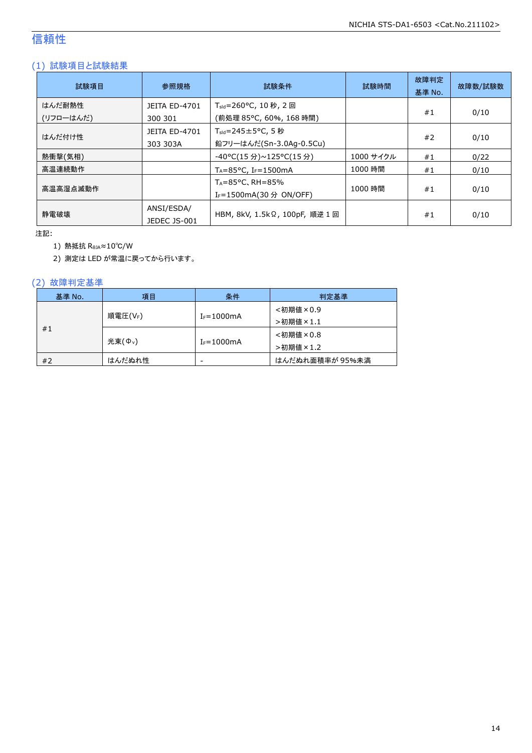# 信頼性

## (1) 試験項目と試験結果

| 試験項目 | 参照規格 | 試験条件 | 試験時間 | 故障判定基準 No. | 故障数/試験数 |
|---|---|---|---|---|---|
| はんだ耐熱性<br>(リフローはんだ) | JEITA ED-4701<br>300 301 | $T_{sld}$=260°C, 10 秒, 2 回<br>(前処理 85°C, 60%, 168 時間) | | #1 | 0/10 |
| はんだ付け性 | JEITA ED-4701<br>303 303A | $T_{sld}$=245±5°C, 5 秒<br>鉛フリーはんだ(Sn-3.0Ag-0.5Cu) | | #2 | 0/10 |
| 熱衝撃(気相) | | -40°C(15 分)~125°C(15 分) | 1000 サイクル | #1 | 0/22 |
| 高温連続動作 | | $T_A$=85°C, $I_F$=1500mA | 1000 時間 | #1 | 0/10 |
| 高温高湿点滅動作 | | $T_A$=85°C、RH=85%<br>$I_F$=1500mA(30 分 ON/OFF) | 1000 時間 | #1 | 0/10 |
| 静電破壊 | ANSI/ESDA/<br>JEDEC JS-001 | HBM, 8kV, 1.5kΩ, 100pF, 順逆 1 回 | | #1 | 0/10 |

注記:

1) 熱抵抗 $R_{\theta JA}$≈10℃/W
2) 測定は LED が常温に戻ってから行います。

## (2) 故障判定基準

| 基準 No. | 項目 | 条件 | 判定基準 |
|---|---|---|---|
| #1 | 順電圧($V_F$) | $I_F$=1000mA | <初期値×0.9<br>>初期値×1.1 |
| | 光束($\Phi_v$) | $I_F$=1000mA | <初期値×0.8<br>>初期値×1.2 |
| #2 | はんだぬれ性 | - | はんだぬれ面積率が 95%未満 |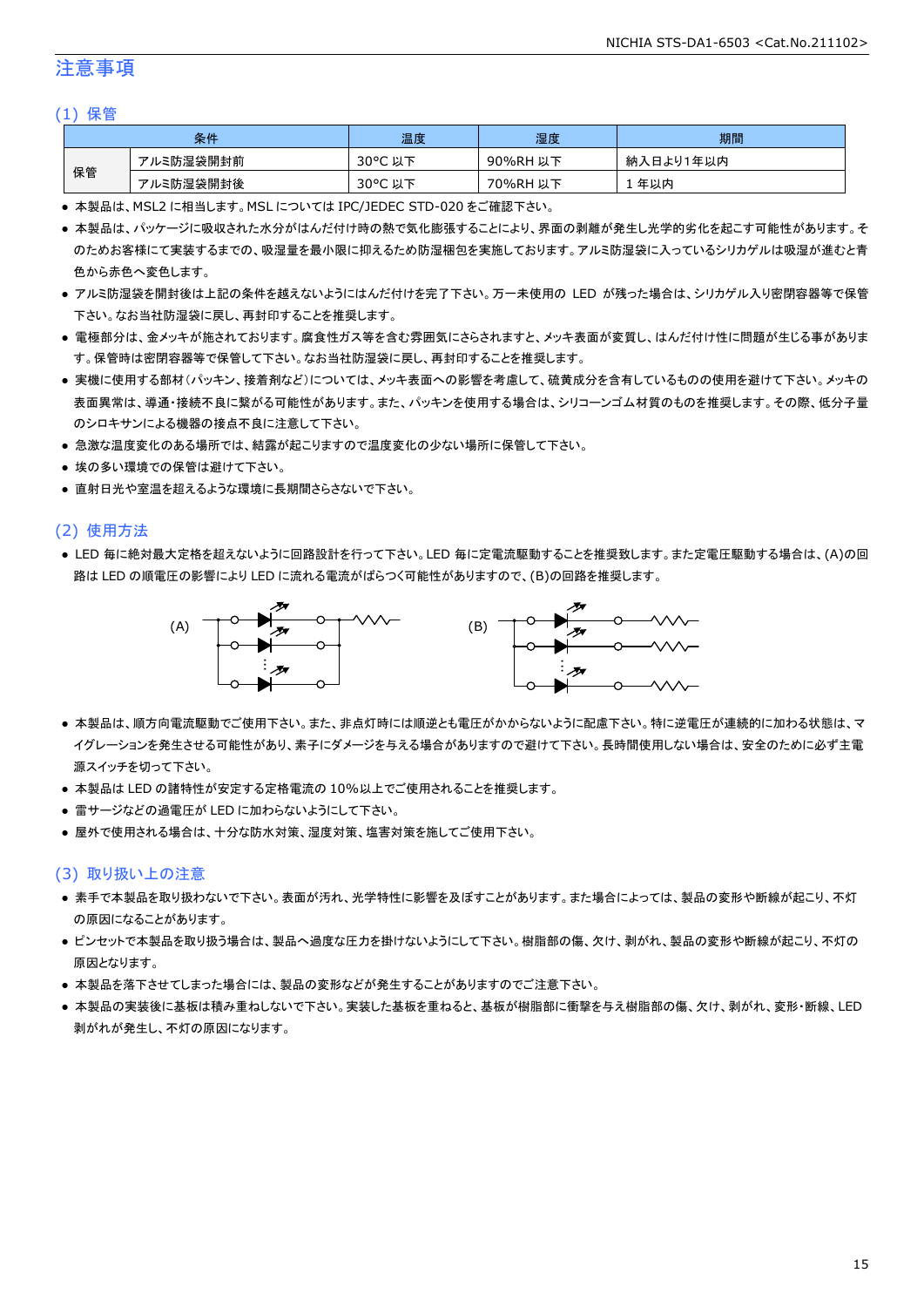# 注意事項

## (1) 保管

| 条件 | | 温度 | 湿度 | 期間 |
|---|---|---|---|---|
| 保管 | アルミ防湿袋開封前 | 30°C 以下 | 90%RH 以下 | 納入日より1年以内 |
| | アルミ防湿袋開封後 | 30°C 以下 | 70%RH 以下 | 1 年以内 |

- 本製品は、MSL2 に相当します。MSL については IPC/JEDEC STD-020 をご確認下さい。
- 本製品は、パッケージに吸収された水分がはんだ付け時の熱で気化膨張することにより、界面の剥離が発生し光学的劣化を起こす可能性があります。そのためお客様にて実装するまでの、吸湿量を最小限に抑えるため防湿梱包を実施しております。アルミ防湿袋に入っているシリカゲルは吸湿が進むと青色から赤色へ変色します。
- アルミ防湿袋を開封後は上記の条件を越えないようにはんだ付けを完了下さい。万一未使用の LED が残った場合は、シリカゲル入り密閉容器等で保管下さい。なお当社防湿袋に戻し、再封印することを推奨します。
- 電極部分は、金メッキが施されております。腐食性ガス等を含む雰囲気にさらされますと、メッキ表面が変質し、はんだ付け性に問題が生じる事があります。保管時は密閉容器等で保管して下さい。なお当社防湿袋に戻し、再封印することを推奨します。
- 実機に使用する部材（パッキン、接着剤など）については、メッキ表面への影響を考慮して、硫黄成分を含有しているものの使用を避けて下さい。メッキの表面異常は、導通・接続不良に繋がる可能性があります。また、パッキンを使用する場合は、シリコーンゴム材質のものを推奨します。その際、低分子量のシロキサンによる機器の接点不良に注意して下さい。
- 急激な温度変化のある場所では、結露が起こりますので温度変化の少ない場所に保管して下さい。
- 埃の多い環境での保管は避けて下さい。
- 直射日光や室温を超えるような環境に長期間さらさないで下さい。

## (2) 使用方法

- LED 毎に絶対最大定格を超えないように回路設計を行って下さい。LED 毎に定電流駆動することを推奨致します。また定電圧駆動する場合は、(A)の回路は LED の順電圧の影響により LED に流れる電流がばらつく可能性がありますので、(B)の回路を推奨します。

(A)

(B)

- 本製品は、順方向電流駆動でご使用下さい。また、非点灯時には順逆とも電圧がかからないように配慮下さい。特に逆電圧が連続的に加わる状態は、マイグレーションを発生させる可能性があり、素子にダメージを与える場合がありますので避けて下さい。長時間使用しない場合は、安全のために必ず主電源スイッチを切って下さい。
- 本製品は LED の諸特性が安定する定格電流の 10%以上でご使用されることを推奨します。
- 雷サージなどの過電圧が LED に加わらないようにして下さい。
- 屋外で使用される場合は、十分な防水対策、湿度対策、塩害対策を施してご使用下さい。

## (3) 取り扱い上の注意

- 素手で本製品を取り扱わないで下さい。表面が汚れ、光学特性に影響を及ぼすことがあります。また場合によっては、製品の変形や断線が起こり、不灯の原因になることがあります。
- ピンセットで本製品を取り扱う場合は、製品へ過度な圧力を掛けないようにして下さい。樹脂部の傷、欠け、剥がれ、製品の変形や断線が起こり、不灯の原因となります。
- 本製品を落下させてしまった場合には、製品の変形などが発生することがありますのでご注意下さい。
- 本製品の実装後に基板は積み重ねしないで下さい。実装した基板を重ねると、基板が樹脂部に衝撃を与え樹脂部の傷、欠け、剥がれ、変形・断線、LED 剥がれが発生し、不灯の原因になります。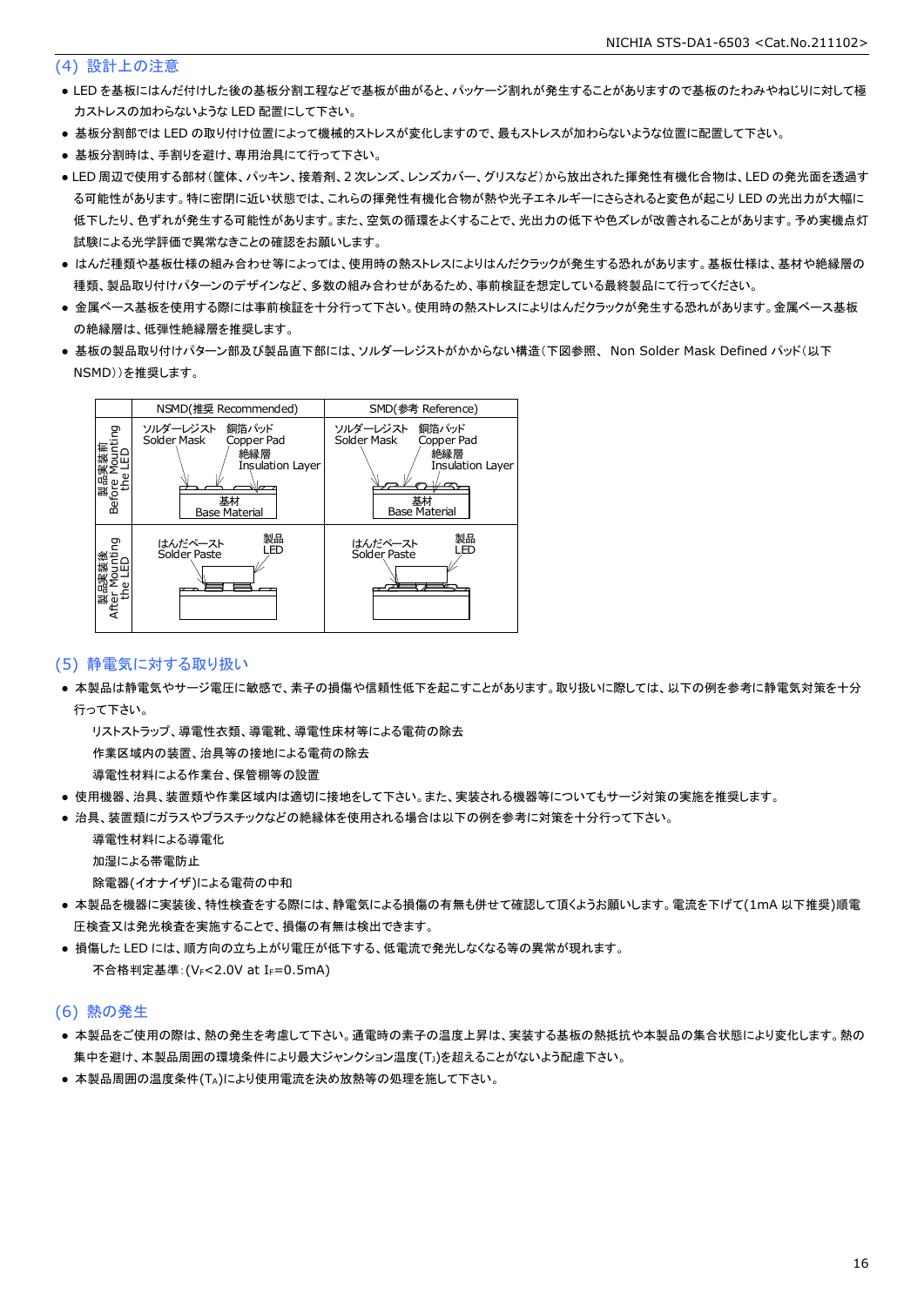## (4) 設計上の注意

- LED を基板にはんだ付けした後の基板分割工程などで基板が曲がると、パッケージ割れが発生することがありますので基板のたわみやねじりに対して極力ストレスの加わらないような LED 配置にして下さい。
- 基板分割部では LED の取り付け位置によって機械的ストレスが変化しますので、最もストレスが加わらないような位置に配置して下さい。
- 基板分割時は、手割りを避け、専用治具にて行って下さい。
- LED 周辺で使用する部材（筐体、パッキン、接着剤、2 次レンズ、レンズカバー、グリスなど）から放出された揮発性有機化合物は、LED の発光面を透過する可能性があります。特に密閉に近い状態では、これらの揮発性有機化合物が熱や光子エネルギーにさらされると変色が起こり LED の光出力が大幅に低下したり、色ずれが発生する可能性があります。また、空気の循環をよくすることで、光出力の低下や色ズレが改善されることがあります。予め実機点灯試験による光学評価で異常なきことの確認をお願いします。
- はんだ種類や基板仕様の組み合わせ等によっては、使用時の熱ストレスによりはんだクラックが発生する恐れがあります。基板仕様は、基材や絶縁層の種類、製品取り付けパターンのデザインなど、多数の組み合わせがあるため、事前検証を想定している最終製品にて行ってください。
- 金属ベース基板を使用する際には事前検証を十分行って下さい。使用時の熱ストレスによりはんだクラックが発生する恐れがあります。金属ベース基板の絶縁層は、低弾性絶縁層を推奨します。
- 基板の製品取り付けパターン部及び製品直下部には、ソルダーレジストがかからない構造（下図参照、 Non Solder Mask Defined パッド（以下 NSMD））を推奨します。

| | NSMD(推奨 Recommended) | SMD(参考 Reference) |
|---|---|---|
| 製品実装前 Before Mounting the LED | ソルダーレジスト Solder Mask / 銅箔パッド Copper Pad / 絶縁層 Insulation Layer / 基材 Base Material | ソルダーレジスト Solder Mask / 銅箔パッド Copper Pad / 絶縁層 Insulation Layer / 基材 Base Material |
| 製品実装後 After Mounting the LED | はんだペースト Solder Paste / 製品 LED | はんだペースト Solder Paste / 製品 LED |

## (5) 静電気に対する取り扱い

- 本製品は静電気やサージ電圧に敏感で、素子の損傷や信頼性低下を起こすことがあります。取り扱いに際しては、以下の例を参考に静電気対策を十分行って下さい。

  リストストラップ、導電性衣類、導電靴、導電性床材等による電荷の除去

  作業区域内の装置、治具等の接地による電荷の除去

  導電性材料による作業台、保管棚等の設置
- 使用機器、治具、装置類や作業区域内は適切に接地をして下さい。また、実装される機器等についてもサージ対策の実施を推奨します。
- 治具、装置類にガラスやプラスチックなどの絶縁体を使用される場合は以下の例を参考に対策を十分行って下さい。

  導電性材料による導電化

  加湿による帯電防止

  除電器(イオナイザ)による電荷の中和
- 本製品を機器に実装後、特性検査をする際には、静電気による損傷の有無も併せて確認して頂くようお願いします。電流を下げて(1mA 以下推奨)順電圧検査又は発光検査を実施することで、損傷の有無は検出できます。
- 損傷した LED には、順方向の立ち上がり電圧が低下する、低電流で発光しなくなる等の異常が現れます。

  不合格判定基準：($V_F$<2.0V at $I_F$=0.5mA)

## (6) 熱の発生

- 本製品をご使用の際は、熱の発生を考慮して下さい。通電時の素子の温度上昇は、実装する基板の熱抵抗や本製品の集合状態により変化します。熱の集中を避け、本製品周囲の環境条件により最大ジャンクション温度($T_J$)を超えることがないよう配慮下さい。
- 本製品周囲の温度条件($T_A$)により使用電流を決め放熱等の処理を施して下さい。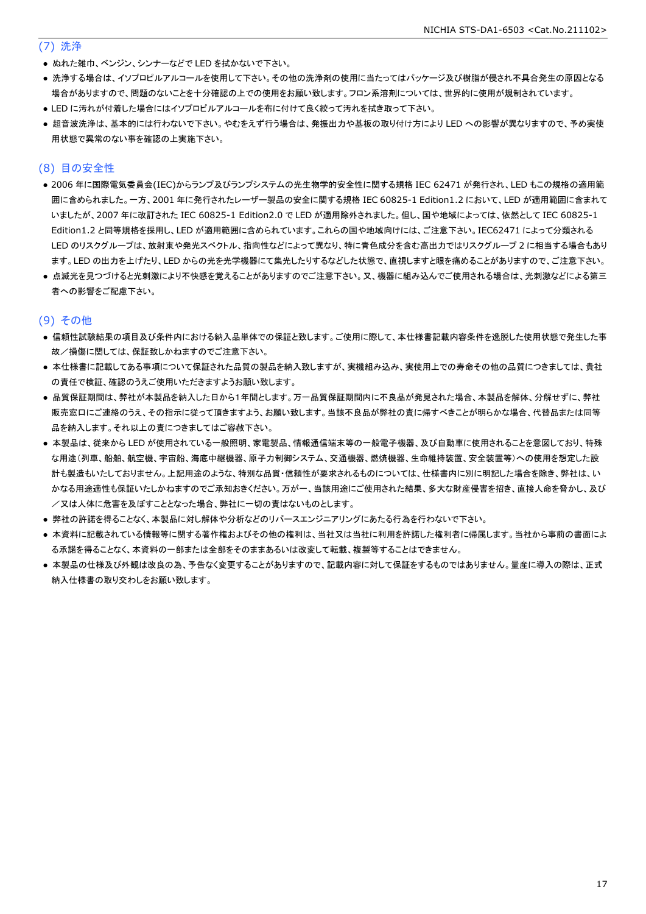## (7) 洗浄

- ぬれた雑巾、ベンジン、シンナーなどで LED を拭かないで下さい。
- 洗浄する場合は、イソプロピルアルコールを使用して下さい。その他の洗浄剤の使用に当たってはパッケージ及び樹脂が侵され不具合発生の原因となる場合がありますので、問題のないことを十分確認の上での使用をお願い致します。フロン系溶剤については、世界的に使用が規制されています。
- LED に汚れが付着した場合にはイソプロピルアルコールを布に付けて良く絞って汚れを拭き取って下さい。
- 超音波洗浄は、基本的には行わないで下さい。やむをえず行う場合は、発振出力や基板の取り付け方により LED への影響が異なりますので、予め実使用状態で異常のない事を確認の上実施下さい。

## (8) 目の安全性

- 2006 年に国際電気委員会(IEC)からランプ及びランプシステムの光生物学的安全性に関する規格 IEC 62471 が発行され、LED もこの規格の適用範囲に含められました。一方、2001 年に発行されたレーザー製品の安全に関する規格 IEC 60825-1 Edition1.2 において、LED が適用範囲に含まれていましたが、2007 年に改訂された IEC 60825-1 Edition2.0 で LED が適用除外されました。但し、国や地域によっては、依然として IEC 60825-1 Edition1.2 と同等規格を採用し、LED が適用範囲に含められています。これらの国や地域向けには、ご注意下さい。IEC62471 によって分類される LED のリスクグループは、放射束や発光スペクトル、指向性などによって異なり、特に青色成分を含む高出力ではリスクグループ 2 に相当する場合もあります。LED の出力を上げたり、LED からの光を光学機器にて集光したりするなどした状態で、直視しますと眼を痛めることがありますので、ご注意下さい。
- 点滅光を見つづけると光刺激により不快感を覚えることがありますのでご注意下さい。又、機器に組み込んでご使用される場合は、光刺激などによる第三者への影響をご配慮下さい。

## (9) その他

- 信頼性試験結果の項目及び条件内における納入品単体での保証と致します。ご使用に際して、本仕様書記載内容条件を逸脱した使用状態で発生した事故／損傷に関しては、保証致しかねますのでご注意下さい。
- 本仕様書に記載してある事項について保証された品質の製品を納入致しますが、実機組み込み、実使用上での寿命その他の品質につきましては、貴社の責任で検証、確認のうえご使用いただきますようお願い致します。
- 品質保証期間は、弊社が本製品を納入した日から1年間とします。万一品質保証期間内に不良品が発見された場合、本製品を解体、分解せずに、弊社販売窓口にご連絡のうえ、その指示に従って頂きますよう、お願い致します。当該不良品が弊社の責に帰すべきことが明らかな場合、代替品または同等品を納入します。それ以上の責につきましてはご容赦下さい。
- 本製品は、従来から LED が使用されている一般照明、家電製品、情報通信端末等の一般電子機器、及び自動車に使用されることを意図しており、特殊な用途（列車、船舶、航空機、宇宙船、海底中継機器、原子力制御システム、交通機器、燃焼機器、生命維持装置、安全装置等）への使用を想定した設計も製造もいたしておりません。上記用途のような、特別な品質・信頼性が要求されるものについては、仕様書内に別に明記した場合を除き、弊社は、いかなる用途適性も保証いたしかねますのでご承知おきください。万が一、当該用途にご使用された結果、多大な財産侵害を招き、直接人命を脅かし、及び／又は人体に危害を及ぼすこととなった場合、弊社に一切の責はないものとします。
- 弊社の許諾を得ることなく、本製品に対し解体や分析などのリバースエンジニアリングにあたる行為を行わないで下さい。
- 本資料に記載されている情報等に関する著作権およびその他の権利は、当社又は当社に利用を許諾した権利者に帰属します。当社から事前の書面による承諾を得ることなく、本資料の一部または全部をそのままあるいは改変して転載、複製等することはできません。
- 本製品の仕様及び外観は改良の為、予告なく変更することがありますので、記載内容に対して保証をするものではありません。量産に導入の際は、正式納入仕様書の取り交わしをお願い致します。